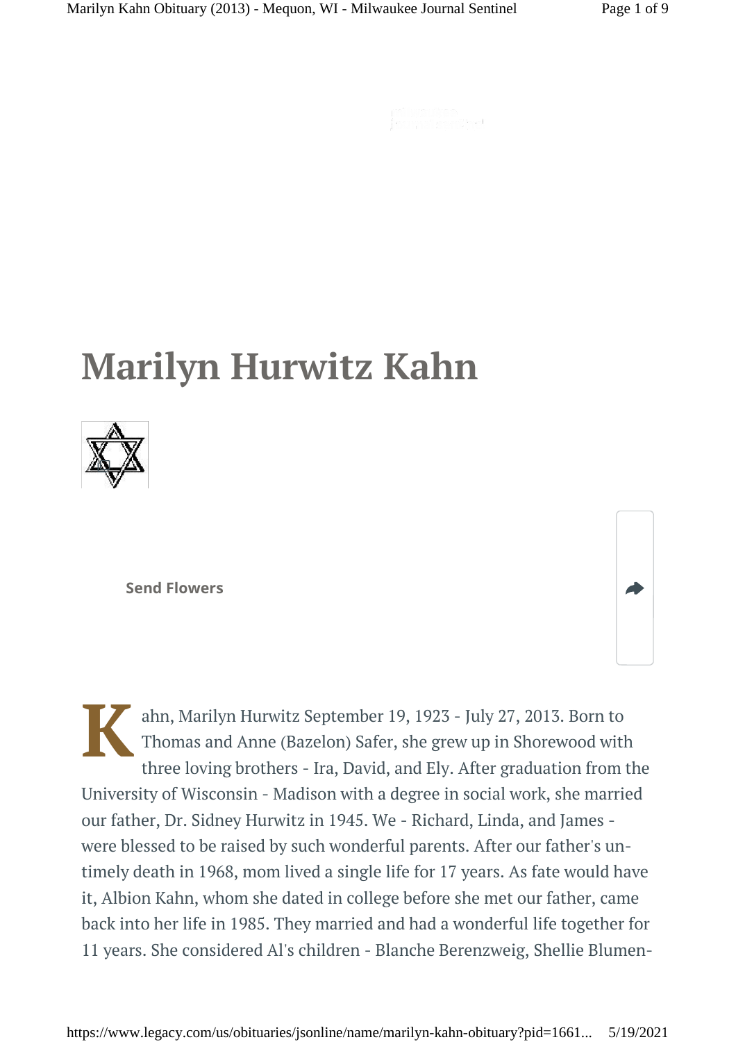# Marilyn Hurwitz Kahn

Send Flowers

Kahn, Marilyn Hurwitz September 19, 1923 - July 27, 2013. Born to Thomas and Anne (Bazelon) Safer, she grew up in Shorewood with three loving brothers - Ira, David, and Ely. After graduation from the University of Wisconsin - Madison with a degree in social work, she married our father, Dr. Sidney Hurwitz in 1945. We - Richard, Linda, and James - were blessed to be raised by such wonderful parents. After our father's untimely death in 1968, mom lived a single life for 17 years. As fate would have it, Albion Kahn, whom she dated in college before she met our father, came back into her life in 1985. They married and had a wonderful life together for 11 years. She considered Al's children - Blanche Berenzweig, Shellie Blumen-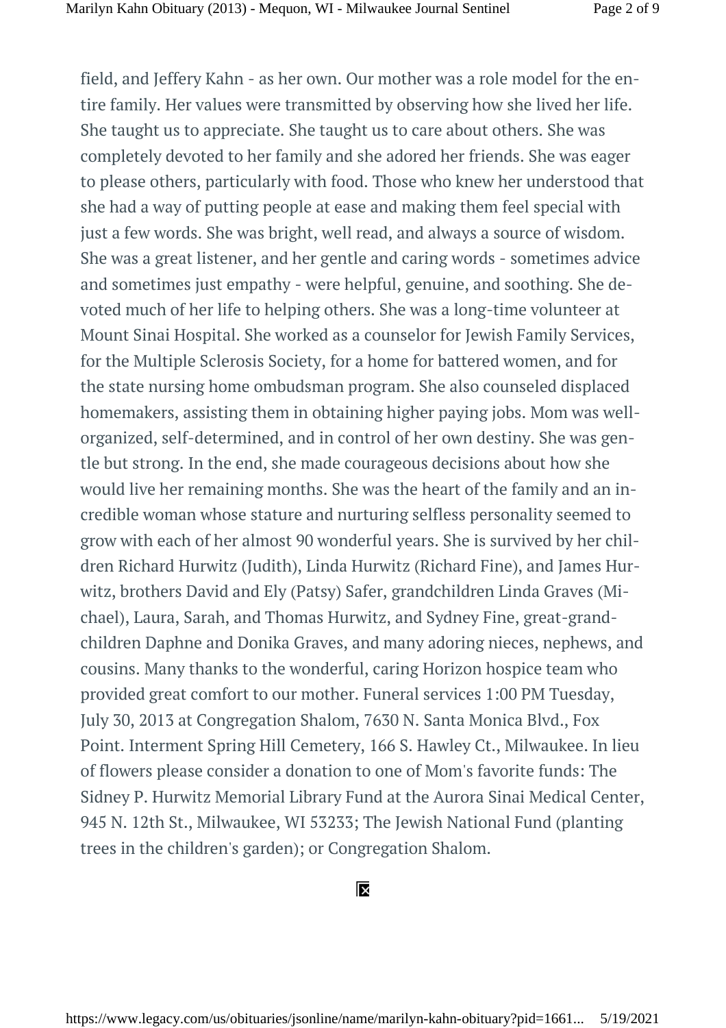field, and Jeffery Kahn - as her own. Our mother was a role model for the entire family. Her values were transmitted by observing how she lived her life. She taught us to appreciate. She taught us to care about others. She was completely devoted to her family and she adored her friends. She was eager to please others, particularly with food. Those who knew her understood that she had a way of putting people at ease and making them feel special with just a few words. She was bright, well read, and always a source of wisdom. She was a great listener, and her gentle and caring words - sometimes advice and sometimes just empathy - were helpful, genuine, and soothing. She devoted much of her life to helping others. She was a long-time volunteer at Mount Sinai Hospital. She worked as a counselor for Jewish Family Services, for the Multiple Sclerosis Society, for a home for battered women, and for the state nursing home ombudsman program. She also counseled displaced homemakers, assisting them in obtaining higher paying jobs. Mom was well-organized, self-determined, and in control of her own destiny. She was gentle but strong. In the end, she made courageous decisions about how she would live her remaining months. She was the heart of the family and an incredible woman whose stature and nurturing selfless personality seemed to grow with each of her almost 90 wonderful years. She is survived by her children Richard Hurwitz (Judith), Linda Hurwitz (Richard Fine), and James Hurwitz, brothers David and Ely (Patsy) Safer, grandchildren Linda Graves (Michael), Laura, Sarah, and Thomas Hurwitz, and Sydney Fine, great-grandchildren Daphne and Donika Graves, and many adoring nieces, nephews, and cousins. Many thanks to the wonderful, caring Horizon hospice team who provided great comfort to our mother. Funeral services 1:00 PM Tuesday, July 30, 2013 at Congregation Shalom, 7630 N. Santa Monica Blvd., Fox Point. Interment Spring Hill Cemetery, 166 S. Hawley Ct., Milwaukee. In lieu of flowers please consider a donation to one of Mom's favorite funds: The Sidney P. Hurwitz Memorial Library Fund at the Aurora Sinai Medical Center, 945 N. 12th St., Milwaukee, WI 53233; The Jewish National Fund (planting trees in the children's garden); or Congregation Shalom.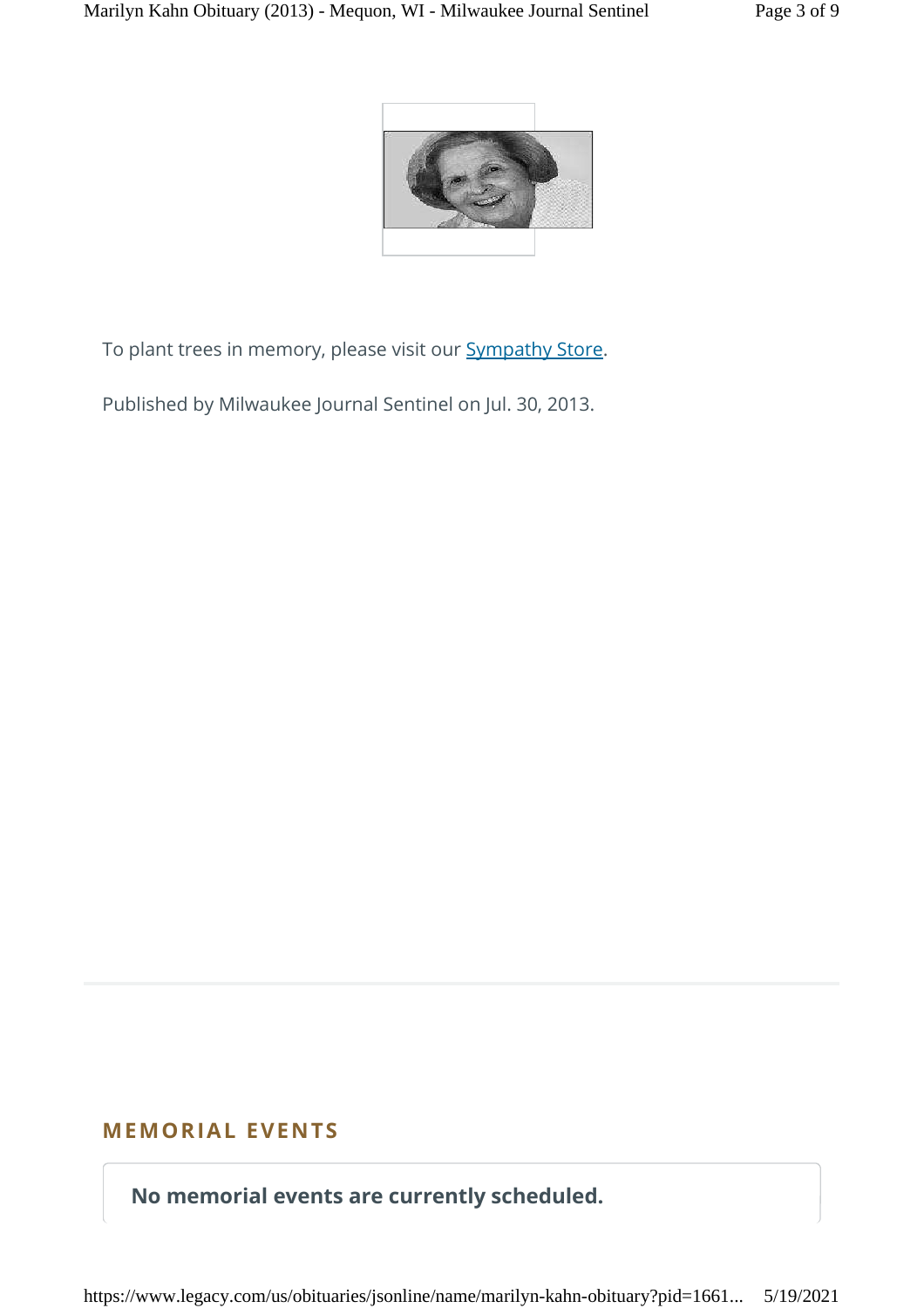To plant trees in memory, please visit our Sympathy Store.

Published by Milwaukee Journal Sentinel on Jul. 30, 2013.

## MEMORIAL EVENTS

**No memorial events are currently scheduled.**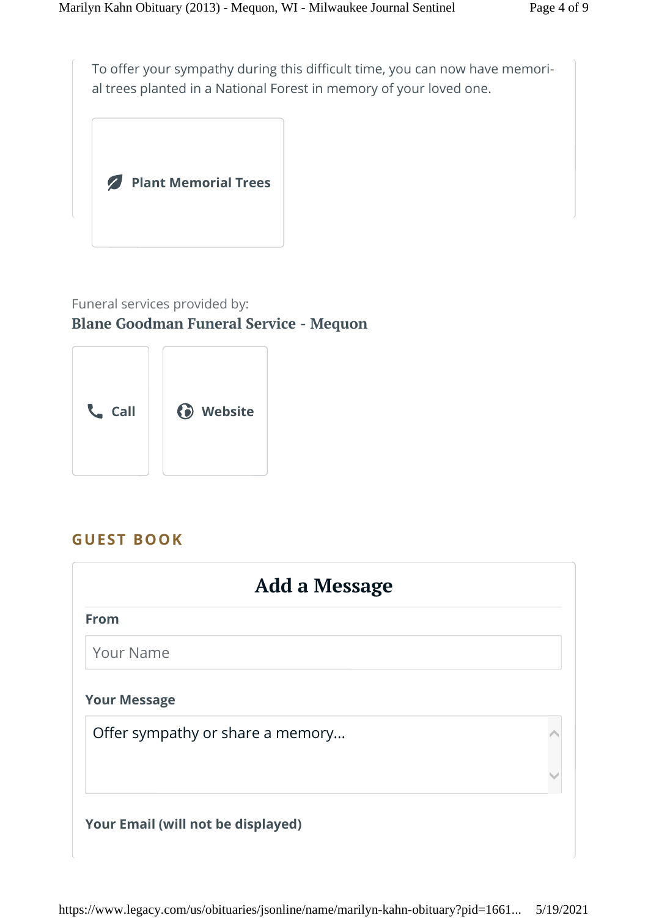To offer your sympathy during this difficult time, you can now have memorial trees planted in a National Forest in memory of your loved one.

Plant Memorial Trees

Funeral services provided by:

**Blane Goodman Funeral Service - Mequon**

Call

Website

## GUEST BOOK

### Add a Message

**From**

Your Name

**Your Message**

Offer sympathy or share a memory...

**Your Email (will not be displayed)**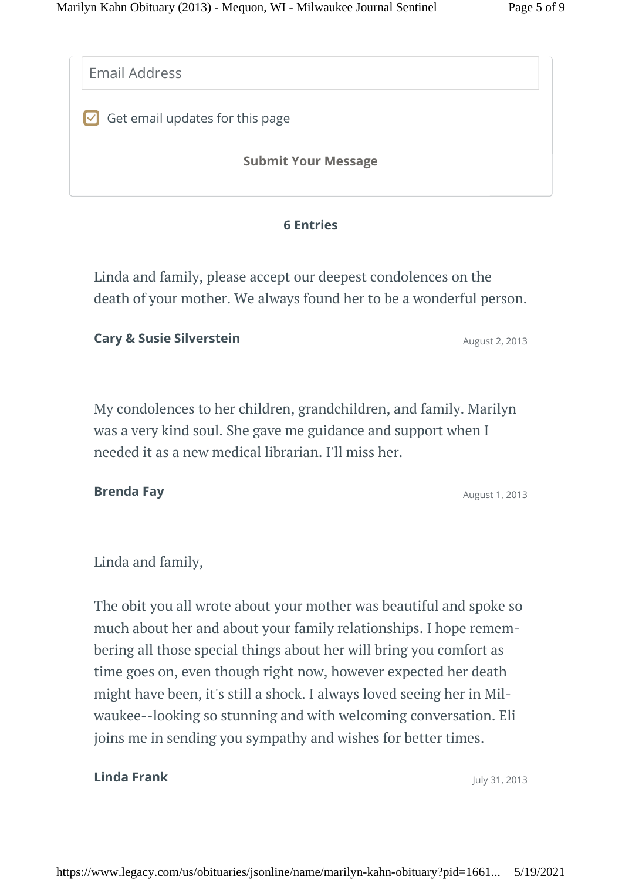Email Address

☑ Get email updates for this page

**Submit Your Message**

**6 Entries**

Linda and family, please accept our deepest condolences on the death of your mother. We always found her to be a wonderful person.

**Cary & Susie Silverstein**

August 2, 2013

My condolences to her children, grandchildren, and family. Marilyn was a very kind soul. She gave me guidance and support when I needed it as a new medical librarian. I'll miss her.

**Brenda Fay**

August 1, 2013

Linda and family,

The obit you all wrote about your mother was beautiful and spoke so much about her and about your family relationships. I hope remembering all those special things about her will bring you comfort as time goes on, even though right now, however expected her death might have been, it's still a shock. I always loved seeing her in Milwaukee--looking so stunning and with welcoming conversation. Eli joins me in sending you sympathy and wishes for better times.

**Linda Frank**

July 31, 2013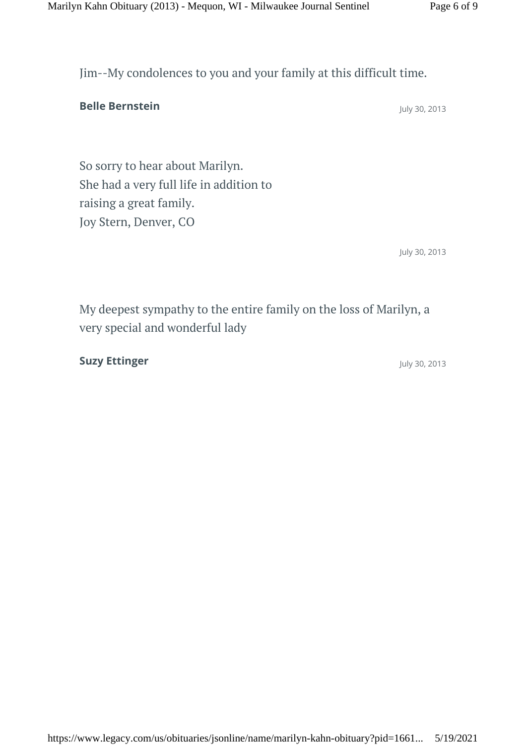Jim--My condolences to you and your family at this difficult time.

**Belle Bernstein**

July 30, 2013

So sorry to hear about Marilyn.
She had a very full life in addition to
raising a great family.
Joy Stern, Denver, CO

July 30, 2013

My deepest sympathy to the entire family on the loss of Marilyn, a very special and wonderful lady

**Suzy Ettinger**

July 30, 2013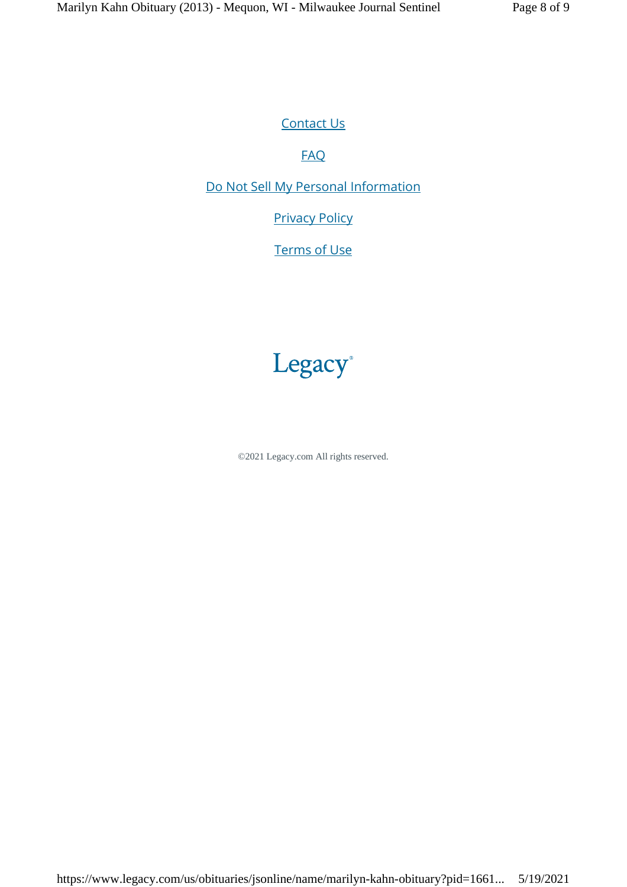Contact Us

FAQ

Do Not Sell My Personal Information

Privacy Policy

Terms of Use

Legacy®

©2021 Legacy.com All rights reserved.